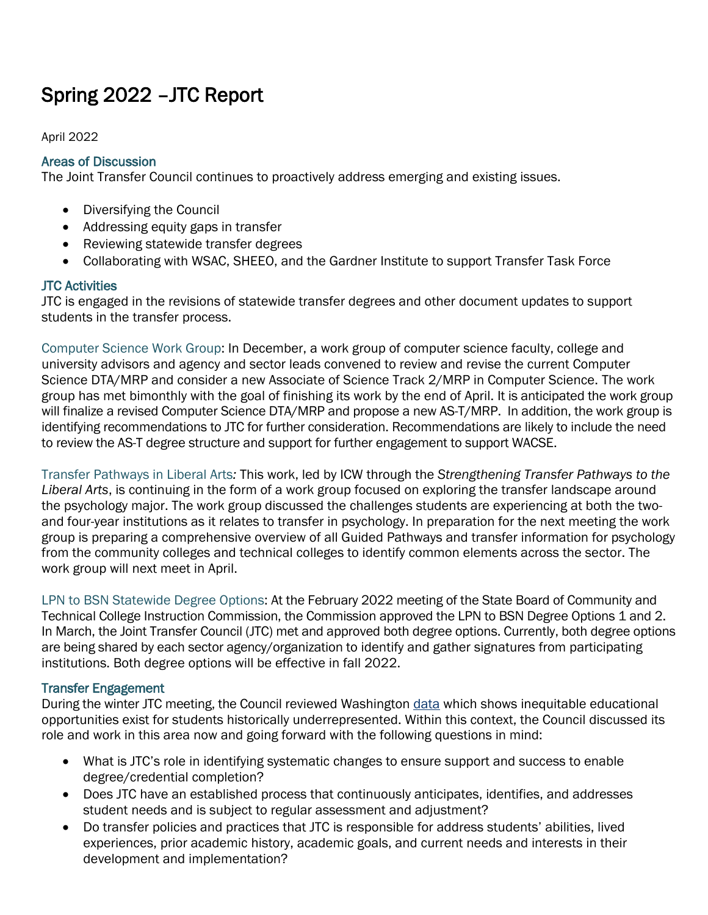# Spring 2022 –JTC Report

April 2022

## Areas of Discussion

The Joint Transfer Council continues to proactively address emerging and existing issues.

- Diversifying the Council
- Addressing equity gaps in transfer
- Reviewing statewide transfer degrees
- Collaborating with WSAC, SHEEO, and the Gardner Institute to support Transfer Task Force

## JTC Activities

JTC is engaged in the revisions of statewide transfer degrees and other document updates to support students in the transfer process.

Computer Science Work Group: In December, a work group of computer science faculty, college and university advisors and agency and sector leads convened to review and revise the current Computer Science DTA/MRP and consider a new Associate of Science Track 2/MRP in Computer Science. The work group has met bimonthly with the goal of finishing its work by the end of April. It is anticipated the work group will finalize a revised Computer Science DTA/MRP and propose a new AS-T/MRP. In addition, the work group is identifying recommendations to JTC for further consideration. Recommendations are likely to include the need to review the AS-T degree structure and support for further engagement to support WACSE.

Transfer Pathways in Liberal Arts*:* This work, led by ICW through the *Strengthening Transfer Pathways to the Liberal Arts*, is continuing in the form of a work group focused on exploring the transfer landscape around the psychology major. The work group discussed the challenges students are experiencing at both the two- and four-year institutions as it relates to transfer in psychology. In preparation for the next meeting the work group is preparing a comprehensive overview of all Guided Pathways and transfer information for psychology from the community colleges and technical colleges to identify common elements across the sector. The work group will next meet in April.

LPN to BSN Statewide Degree Options: At the February 2022 meeting of the State Board of Community and Technical College Instruction Commission, the Commission approved the LPN to BSN Degree Options 1 and 2. In March, the Joint Transfer Council (JTC) met and approved both degree options. Currently, both degree options are being shared by each sector agency/organization to identify and gather signatures from participating institutions. Both degree options will be effective in fall 2022.

## Transfer Engagement

During the winter JTC meeting, the Council reviewed Washington data which shows inequitable educational opportunities exist for students historically underrepresented. Within this context, the Council discussed its role and work in this area now and going forward with the following questions in mind:

- What is JTC's role in identifying systematic changes to ensure support and success to enable degree/credential completion?
- Does JTC have an established process that continuously anticipates, identifies, and addresses student needs and is subject to regular assessment and adjustment?
- Do transfer policies and practices that JTC is responsible for address students' abilities, lived experiences, prior academic history, academic goals, and current needs and interests in their development and implementation?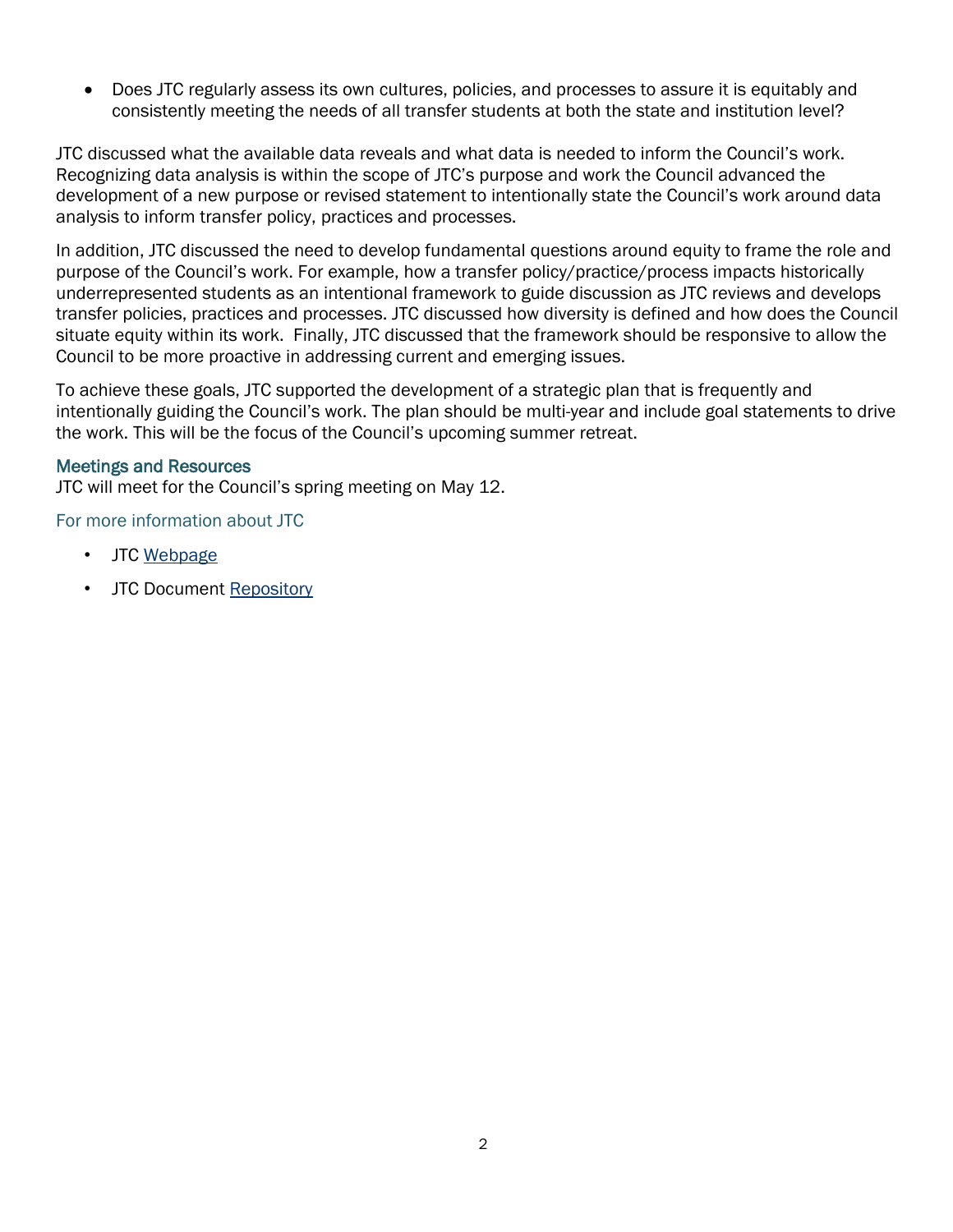- Does JTC regularly assess its own cultures, policies, and processes to assure it is equitably and consistently meeting the needs of all transfer students at both the state and institution level?

JTC discussed what the available data reveals and what data is needed to inform the Council's work. Recognizing data analysis is within the scope of JTC's purpose and work the Council advanced the development of a new purpose or revised statement to intentionally state the Council's work around data analysis to inform transfer policy, practices and processes.

In addition, JTC discussed the need to develop fundamental questions around equity to frame the role and purpose of the Council's work. For example, how a transfer policy/practice/process impacts historically underrepresented students as an intentional framework to guide discussion as JTC reviews and develops transfer policies, practices and processes. JTC discussed how diversity is defined and how does the Council situate equity within its work. Finally, JTC discussed that the framework should be responsive to allow the Council to be more proactive in addressing current and emerging issues.

To achieve these goals, JTC supported the development of a strategic plan that is frequently and intentionally guiding the Council's work. The plan should be multi-year and include goal statements to drive the work. This will be the focus of the Council's upcoming summer retreat.

### Meetings and Resources

JTC will meet for the Council's spring meeting on May 12.

#### For more information about JTC

- JTC Webpage
- JTC Document Repository